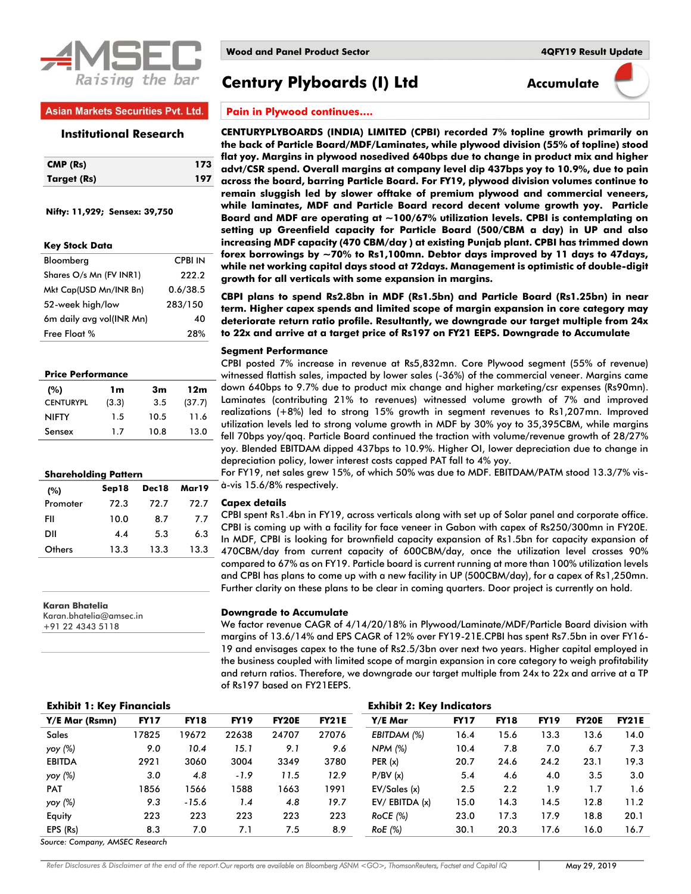AMSEC
Raising the bar

Asian Markets Securities Pvt. Ltd.

**Institutional Research**

| CMP (Rs) | 173 |
|---|---|
| Target (Rs) | 197 |

**Nifty: 11,929; Sensex: 39,750**

**Key Stock Data**

| | |
|---|---|
| Bloomberg | CPBI IN |
| Shares O/s Mn (FV INR1) | 222.2 |
| Mkt Cap(USD Mn/INR Bn) | 0.6/38.5 |
| 52-week high/low | 283/150 |
| 6m daily avg vol(INR Mn) | 40 |
| Free Float % | 28% |

**Price Performance**

| (%) | 1m | 3m | 12m |
|---|---|---|---|
| CENTURYPL | (3.3) | 3.5 | (37.7) |
| NIFTY | 1.5 | 10.5 | 11.6 |
| Sensex | 1.7 | 10.8 | 13.0 |

**Shareholding Pattern**

| (%) | Sep18 | Dec18 | Mar19 |
|---|---|---|---|
| Promoter | 72.3 | 72.7 | 72.7 |
| FII | 10.0 | 8.7 | 7.7 |
| DII | 4.4 | 5.3 | 6.3 |
| Others | 13.3 | 13.3 | 13.3 |

**Karan Bhatelia**
Karan.bhatelia@amsec.in
+91 22 4343 5118

**Wood and Panel Product Sector** — **4QFY19 Result Update**

# Century Plyboards (I) Ltd

**Accumulate**

## Pain in Plywood continues….

**CENTURYPLYBOARDS (INDIA) LIMITED (CPBI) recorded 7% topline growth primarily on the back of Particle Board/MDF/Laminates, while plywood division (55% of topline) stood flat yoy. Margins in plywood nosedived 640bps due to change in product mix and higher advt/CSR spend. Overall margins at company level dip 437bps yoy to 10.9%, due to pain across the board, barring Particle Board. For FY19, plywood division volumes continue to remain sluggish led by slower offtake of premium plywood and commercial veneers, while laminates, MDF and Particle Board record decent volume growth yoy. Particle Board and MDF are operating at ~100/67% utilization levels. CPBI is contemplating on setting up Greenfield capacity for Particle Board (500/CBM a day) in UP and also increasing MDF capacity (470 CBM/day ) at existing Punjab plant. CPBI has trimmed down forex borrowings by ~70% to Rs1,100mn. Debtor days improved by 11 days to 47days, while net working capital days stood at 72days. Management is optimistic of double-digit growth for all verticals with some expansion in margins.**

**CBPI plans to spend Rs2.8bn in MDF (Rs1.5bn) and Particle Board (Rs1.25bn) in near term. Higher capex spends and limited scope of margin expansion in core category may deteriorate return ratio profile. Resultantly, we downgrade our target multiple from 24x to 22x and arrive at a target price of Rs197 on FY21 EEPS. Downgrade to Accumulate**

### Segment Performance

CPBI posted 7% increase in revenue at Rs5,832mn. Core Plywood segment (55% of revenue) witnessed flattish sales, impacted by lower sales (-36%) of the commercial veneer. Margins came down 640bps to 9.7% due to product mix change and higher marketing/csr expenses (Rs90mn). Laminates (contributing 21% to revenues) witnessed volume growth of 7% and improved realizations (+8%) led to strong 15% growth in segment revenues to Rs1,207mn. Improved utilization levels led to strong volume growth in MDF by 30% yoy to 35,395CBM, while margins fell 70bps yoy/qoq. Particle Board continued the traction with volume/revenue growth of 28/27% yoy. Blended EBITDAM dipped 437bps to 10.9%. Higher OI, lower depreciation due to change in depreciation policy, lower interest costs capped PAT fall to 4% yoy.

For FY19, net sales grew 15%, of which 50% was due to MDF. EBITDAM/PATM stood 13.3/7% vis-à-vis 15.6/8% respectively.

### Capex details

CPBI spent Rs1.4bn in FY19, across verticals along with set up of Solar panel and corporate office. CPBI is coming up with a facility for face veneer in Gabon with capex of Rs250/300mn in FY20E. In MDF, CPBI is looking for brownfield capacity expansion of Rs1.5bn for capacity expansion of 470CBM/day from current capacity of 600CBM/day, once the utilization level crosses 90% compared to 67% as on FY19. Particle board is current running at more than 100% utilization levels and CPBI has plans to come up with a new facility in UP (500CBM/day), for a capex of Rs1,250mn. Further clarity on these plans to be clear in coming quarters. Door project is currently on hold.

### Downgrade to Accumulate

We factor revenue CAGR of 4/14/20/18% in Plywood/Laminate/MDF/Particle Board division with margins of 13.6/14% and EPS CAGR of 12% over FY19-21E.CPBI has spent Rs7.5bn in over FY16-19 and envisages capex to the tune of Rs2.5/3bn over next two years. Higher capital employed in the business coupled with limited scope of margin expansion in core category to weigh profitability and return ratios. Therefore, we downgrade our target multiple from 24x to 22x and arrive at a TP of Rs197 based on FY21EEPS.

**Exhibit 1: Key Financials**

| Y/E Mar (Rsmn) | FY17 | FY18 | FY19 | FY20E | FY21E |
|---|---|---|---|---|---|
| Sales | 17825 | 19672 | 22638 | 24707 | 27076 |
| *yoy (%)* | *9.0* | *10.4* | *15.1* | *9.1* | *9.6* |
| EBITDA | 2921 | 3060 | 3004 | 3349 | 3780 |
| *yoy (%)* | *3.0* | *4.8* | *-1.9* | *11.5* | *12.9* |
| PAT | 1856 | 1566 | 1588 | 1663 | 1991 |
| *yoy (%)* | *9.3* | *-15.6* | *1.4* | *4.8* | *19.7* |
| Equity | 223 | 223 | 223 | 223 | 223 |
| EPS (Rs) | 8.3 | 7.0 | 7.1 | 7.5 | 8.9 |

**Exhibit 2: Key Indicators**

| Y/E Mar | FY17 | FY18 | FY19 | FY20E | FY21E |
|---|---|---|---|---|---|
| *EBITDAM (%)* | 16.4 | 15.6 | 13.3 | 13.6 | 14.0 |
| *NPM (%)* | 10.4 | 7.8 | 7.0 | 6.7 | 7.3 |
| PER (x) | 20.7 | 24.6 | 24.2 | 23.1 | 19.3 |
| P/BV (x) | 5.4 | 4.6 | 4.0 | 3.5 | 3.0 |
| EV/Sales (x) | 2.5 | 2.2 | 1.9 | 1.7 | 1.6 |
| EV/ EBITDA (x) | 15.0 | 14.3 | 14.5 | 12.8 | 11.2 |
| *RoCE (%)* | 23.0 | 17.3 | 17.9 | 18.8 | 20.1 |
| *RoE (%)* | 30.1 | 20.3 | 17.6 | 16.0 | 16.7 |

*Source: Company, AMSEC Research*

*Refer Disclosures & Disclaimer at the end of the report.Our reports are available on Bloomberg ASNM <GO>, ThomsonReuters, Factset and Capital IQ*

May 29, 2019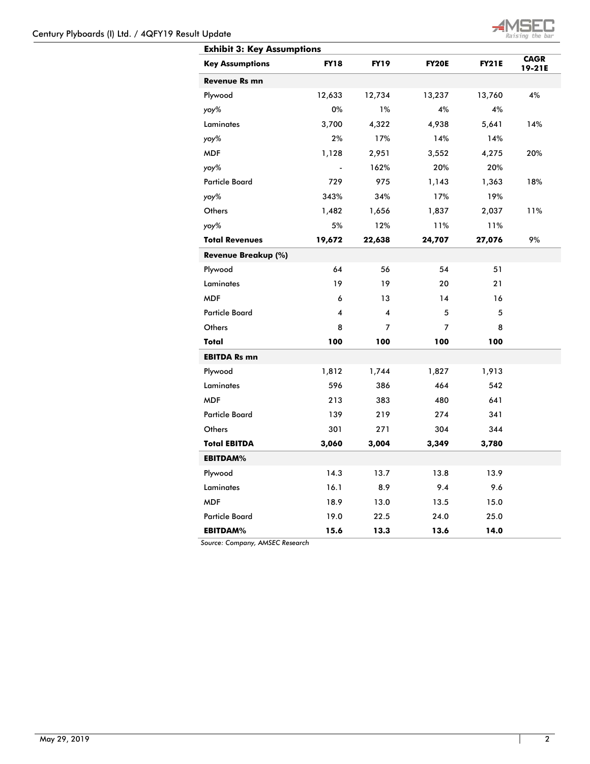**Exhibit 3: Key Assumptions**

| Key Assumptions | FY18 | FY19 | FY20E | FY21E | CAGR 19-21E |
|---|---|---|---|---|---|
| **Revenue Rs mn** | | | | | |
| Plywood | 12,633 | 12,734 | 13,237 | 13,760 | 4% |
| *yoy%* | 0% | 1% | 4% | 4% | |
| Laminates | 3,700 | 4,322 | 4,938 | 5,641 | 14% |
| *yoy%* | 2% | 17% | 14% | 14% | |
| MDF | 1,128 | 2,951 | 3,552 | 4,275 | 20% |
| *yoy%* | - | 162% | 20% | 20% | |
| Particle Board | 729 | 975 | 1,143 | 1,363 | 18% |
| *yoy%* | 343% | 34% | 17% | 19% | |
| Others | 1,482 | 1,656 | 1,837 | 2,037 | 11% |
| *yoy%* | 5% | 12% | 11% | 11% | |
| **Total Revenues** | **19,672** | **22,638** | **24,707** | **27,076** | 9% |
| **Revenue Breakup (%)** | | | | | |
| Plywood | 64 | 56 | 54 | 51 | |
| Laminates | 19 | 19 | 20 | 21 | |
| MDF | 6 | 13 | 14 | 16 | |
| Particle Board | 4 | 4 | 5 | 5 | |
| Others | 8 | 7 | 7 | 8 | |
| **Total** | **100** | **100** | **100** | **100** | |
| **EBITDA Rs mn** | | | | | |
| Plywood | 1,812 | 1,744 | 1,827 | 1,913 | |
| Laminates | 596 | 386 | 464 | 542 | |
| MDF | 213 | 383 | 480 | 641 | |
| Particle Board | 139 | 219 | 274 | 341 | |
| Others | 301 | 271 | 304 | 344 | |
| **Total EBITDA** | **3,060** | **3,004** | **3,349** | **3,780** | |
| **EBITDAM%** | | | | | |
| Plywood | 14.3 | 13.7 | 13.8 | 13.9 | |
| Laminates | 16.1 | 8.9 | 9.4 | 9.6 | |
| MDF | 18.9 | 13.0 | 13.5 | 15.0 | |
| Particle Board | 19.0 | 22.5 | 24.0 | 25.0 | |
| **EBITDAM%** | **15.6** | **13.3** | **13.6** | **14.0** | |

*Source: Company, AMSEC Research*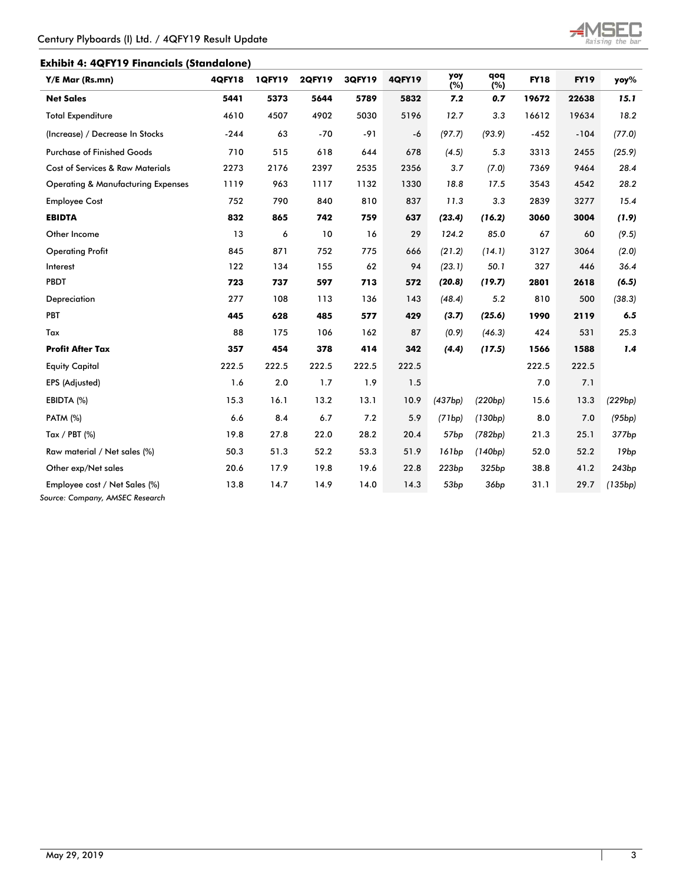### Exhibit 4: 4QFY19 Financials (Standalone)

| Y/E Mar (Rs.mn) | 4QFY18 | 1QFY19 | 2QFY19 | 3QFY19 | 4QFY19 | yoy (%) | qoq (%) | FY18 | FY19 | yoy% |
|---|---|---|---|---|---|---|---|---|---|---|
| **Net Sales** | **5441** | **5373** | **5644** | **5789** | **5832** | ***7.2*** | ***0.7*** | **19672** | **22638** | ***15.1*** |
| Total Expenditure | 4610 | 4507 | 4902 | 5030 | 5196 | *12.7* | *3.3* | 16612 | 19634 | *18.2* |
| (Increase) / Decrease In Stocks | -244 | 63 | -70 | -91 | -6 | *(97.7)* | *(93.9)* | -452 | -104 | *(77.0)* |
| Purchase of Finished Goods | 710 | 515 | 618 | 644 | 678 | *(4.5)* | *5.3* | 3313 | 2455 | *(25.9)* |
| Cost of Services & Raw Materials | 2273 | 2176 | 2397 | 2535 | 2356 | *3.7* | *(7.0)* | 7369 | 9464 | *28.4* |
| Operating & Manufacturing Expenses | 1119 | 963 | 1117 | 1132 | 1330 | *18.8* | *17.5* | 3543 | 4542 | *28.2* |
| Employee Cost | 752 | 790 | 840 | 810 | 837 | *11.3* | *3.3* | 2839 | 3277 | *15.4* |
| **EBIDTA** | **832** | **865** | **742** | **759** | **637** | ***(23.4)*** | ***(16.2)*** | **3060** | **3004** | ***(1.9)*** |
| Other Income | 13 | 6 | 10 | 16 | 29 | *124.2* | *85.0* | 67 | 60 | *(9.5)* |
| Operating Profit | 845 | 871 | 752 | 775 | 666 | *(21.2)* | *(14.1)* | 3127 | 3064 | *(2.0)* |
| Interest | 122 | 134 | 155 | 62 | 94 | *(23.1)* | *50.1* | 327 | 446 | *36.4* |
| PBDT | **723** | **737** | **597** | **713** | **572** | ***(20.8)*** | ***(19.7)*** | **2801** | **2618** | ***(6.5)*** |
| Depreciation | 277 | 108 | 113 | 136 | 143 | *(48.4)* | *5.2* | 810 | 500 | *(38.3)* |
| PBT | **445** | **628** | **485** | **577** | **429** | ***(3.7)*** | ***(25.6)*** | **1990** | **2119** | ***6.5*** |
| Tax | 88 | 175 | 106 | 162 | 87 | *(0.9)* | *(46.3)* | 424 | 531 | *25.3* |
| **Profit After Tax** | **357** | **454** | **378** | **414** | **342** | ***(4.4)*** | ***(17.5)*** | **1566** | **1588** | ***1.4*** |
| Equity Capital | 222.5 | 222.5 | 222.5 | 222.5 | 222.5 | | | 222.5 | 222.5 | |
| EPS (Adjusted) | 1.6 | 2.0 | 1.7 | 1.9 | 1.5 | | | 7.0 | 7.1 | |
| EBIDTA (%) | 15.3 | 16.1 | 13.2 | 13.1 | 10.9 | *(437bp)* | *(220bp)* | 15.6 | 13.3 | *(229bp)* |
| PATM (%) | 6.6 | 8.4 | 6.7 | 7.2 | 5.9 | *(71bp)* | *(130bp)* | 8.0 | 7.0 | *(95bp)* |
| Tax / PBT (%) | 19.8 | 27.8 | 22.0 | 28.2 | 20.4 | *57bp* | *(782bp)* | 21.3 | 25.1 | *377bp* |
| Raw material / Net sales (%) | 50.3 | 51.3 | 52.2 | 53.3 | 51.9 | *161bp* | *(140bp)* | 52.0 | 52.2 | *19bp* |
| Other exp/Net sales | 20.6 | 17.9 | 19.8 | 19.6 | 22.8 | *223bp* | *325bp* | 38.8 | 41.2 | *243bp* |
| Employee cost / Net Sales (%) | 13.8 | 14.7 | 14.9 | 14.0 | 14.3 | *53bp* | *36bp* | 31.1 | 29.7 | *(135bp)* |

*Source: Company, AMSEC Research*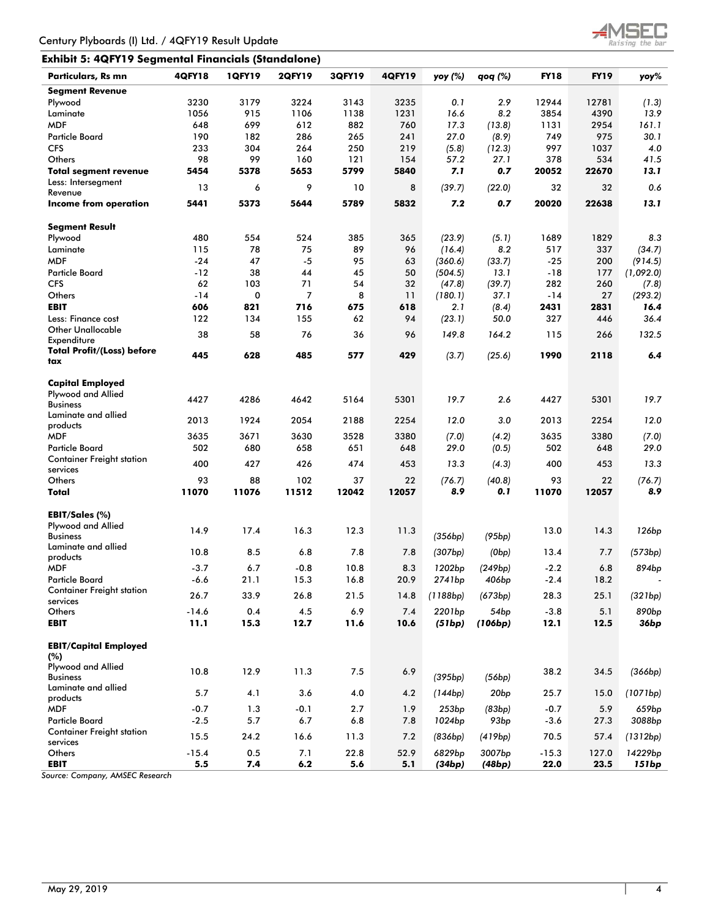## Exhibit 5: 4QFY19 Segmental Financials (Standalone)

| Particulars, Rs mn | 4QFY18 | 1QFY19 | 2QFY19 | 3QFY19 | 4QFY19 | yoy (%) | qoq (%) | FY18 | FY19 | yoy% |
|---|---|---|---|---|---|---|---|---|---|---|
| **Segment Revenue** | | | | | | | | | | |
| Plywood | 3230 | 3179 | 3224 | 3143 | 3235 | *0.1* | *2.9* | 12944 | 12781 | *(1.3)* |
| Laminate | 1056 | 915 | 1106 | 1138 | 1231 | *16.6* | *8.2* | 3854 | 4390 | *13.9* |
| MDF | 648 | 699 | 612 | 882 | 760 | *17.3* | *(13.8)* | 1131 | 2954 | *161.1* |
| Particle Board | 190 | 182 | 286 | 265 | 241 | *27.0* | *(8.9)* | 749 | 975 | *30.1* |
| CFS | 233 | 304 | 264 | 250 | 219 | *(5.8)* | *(12.3)* | 997 | 1037 | *4.0* |
| Others | 98 | 99 | 160 | 121 | 154 | *57.2* | *27.1* | 378 | 534 | *41.5* |
| **Total segment revenue** | **5454** | **5378** | **5653** | **5799** | **5840** | ***7.1*** | ***0.7*** | **20052** | **22670** | ***13.1*** |
| Less: Intersegment Revenue | 13 | 6 | 9 | 10 | 8 | *(39.7)* | *(22.0)* | 32 | 32 | *0.6* |
| **Income from operation** | **5441** | **5373** | **5644** | **5789** | **5832** | ***7.2*** | ***0.7*** | **20020** | **22638** | ***13.1*** |
| | | | | | | | | | | |
| **Segment Result** | | | | | | | | | | |
| Plywood | 480 | 554 | 524 | 385 | 365 | *(23.9)* | *(5.1)* | 1689 | 1829 | *8.3* |
| Laminate | 115 | 78 | 75 | 89 | 96 | *(16.4)* | *8.2* | 517 | 337 | *(34.7)* |
| MDF | -24 | 47 | -5 | 95 | 63 | *(360.6)* | *(33.7)* | -25 | 200 | *(914.5)* |
| Particle Board | -12 | 38 | 44 | 45 | 50 | *(504.5)* | *13.1* | -18 | 177 | *(1,092.0)* |
| CFS | 62 | 103 | 71 | 54 | 32 | *(47.8)* | *(39.7)* | 282 | 260 | *(7.8)* |
| Others | -14 | 0 | 7 | 8 | 11 | *(180.1)* | *37.1* | -14 | 27 | *(293.2)* |
| **EBIT** | **606** | **821** | **716** | **675** | **618** | ***2.1*** | ***(8.4)*** | **2431** | **2831** | ***16.4*** |
| Less: Finance cost | 122 | 134 | 155 | 62 | 94 | *(23.1)* | *50.0* | 327 | 446 | *36.4* |
| Other Unallocable Expenditure | 38 | 58 | 76 | 36 | 96 | *149.8* | *164.2* | 115 | 266 | *132.5* |
| **Total Profit/(Loss) before tax** | **445** | **628** | **485** | **577** | **429** | *(3.7)* | *(25.6)* | **1990** | **2118** | ***6.4*** |
| | | | | | | | | | | |
| **Capital Employed** | | | | | | | | | | |
| Plywood and Allied Business | 4427 | 4286 | 4642 | 5164 | 5301 | *19.7* | *2.6* | 4427 | 5301 | *19.7* |
| Laminate and allied products | 2013 | 1924 | 2054 | 2188 | 2254 | *12.0* | *3.0* | 2013 | 2254 | *12.0* |
| MDF | 3635 | 3671 | 3630 | 3528 | 3380 | *(7.0)* | *(4.2)* | 3635 | 3380 | *(7.0)* |
| Particle Board | 502 | 680 | 658 | 651 | 648 | *29.0* | *(0.5)* | 502 | 648 | *29.0* |
| Container Freight station services | 400 | 427 | 426 | 474 | 453 | *13.3* | *(4.3)* | 400 | 453 | *13.3* |
| Others | 93 | 88 | 102 | 37 | 22 | *(76.7)* | *(40.8)* | 93 | 22 | *(76.7)* |
| **Total** | **11070** | **11076** | **11512** | **12042** | **12057** | ***8.9*** | ***0.1*** | **11070** | **12057** | ***8.9*** |
| | | | | | | | | | | |
| **EBIT/Sales (%)** | | | | | | | | | | |
| Plywood and Allied Business | 14.9 | 17.4 | 16.3 | 12.3 | 11.3 | *(356bp)* | *(95bp)* | 13.0 | 14.3 | *126bp* |
| Laminate and allied products | 10.8 | 8.5 | 6.8 | 7.8 | 7.8 | *(307bp)* | *(0bp)* | 13.4 | 7.7 | *(573bp)* |
| MDF | -3.7 | 6.7 | -0.8 | 10.8 | 8.3 | *1202bp* | *(249bp)* | -2.2 | 6.8 | *894bp* |
| Particle Board | -6.6 | 21.1 | 15.3 | 16.8 | 20.9 | *2741bp* | *406bp* | -2.4 | 18.2 | - |
| Container Freight station services | 26.7 | 33.9 | 26.8 | 21.5 | 14.8 | *(1188bp)* | *(673bp)* | 28.3 | 25.1 | *(321bp)* |
| Others | -14.6 | 0.4 | 4.5 | 6.9 | 7.4 | *2201bp* | *54bp* | -3.8 | 5.1 | *890bp* |
| **EBIT** | **11.1** | **15.3** | **12.7** | **11.6** | **10.6** | ***(51bp)*** | ***(106bp)*** | **12.1** | **12.5** | ***36bp*** |
| | | | | | | | | | | |
| **EBIT/Capital Employed (%)** | | | | | | | | | | |
| Plywood and Allied Business | 10.8 | 12.9 | 11.3 | 7.5 | 6.9 | *(395bp)* | *(56bp)* | 38.2 | 34.5 | *(366bp)* |
| Laminate and allied products | 5.7 | 4.1 | 3.6 | 4.0 | 4.2 | *(144bp)* | *20bp* | 25.7 | 15.0 | *(1071bp)* |
| MDF | -0.7 | 1.3 | -0.1 | 2.7 | 1.9 | *253bp* | *(83bp)* | -0.7 | 5.9 | *659bp* |
| Particle Board | -2.5 | 5.7 | 6.7 | 6.8 | 7.8 | *1024bp* | *93bp* | -3.6 | 27.3 | *3088bp* |
| Container Freight station services | 15.5 | 24.2 | 16.6 | 11.3 | 7.2 | *(836bp)* | *(419bp)* | 70.5 | 57.4 | *(1312bp)* |
| Others | -15.4 | 0.5 | 7.1 | 22.8 | 52.9 | *6829bp* | *3007bp* | -15.3 | 127.0 | *14229bp* |
| **EBIT** | **5.5** | **7.4** | **6.2** | **5.6** | **5.1** | ***(34bp)*** | ***(48bp)*** | **22.0** | **23.5** | ***151bp*** |

*Source: Company, AMSEC Research*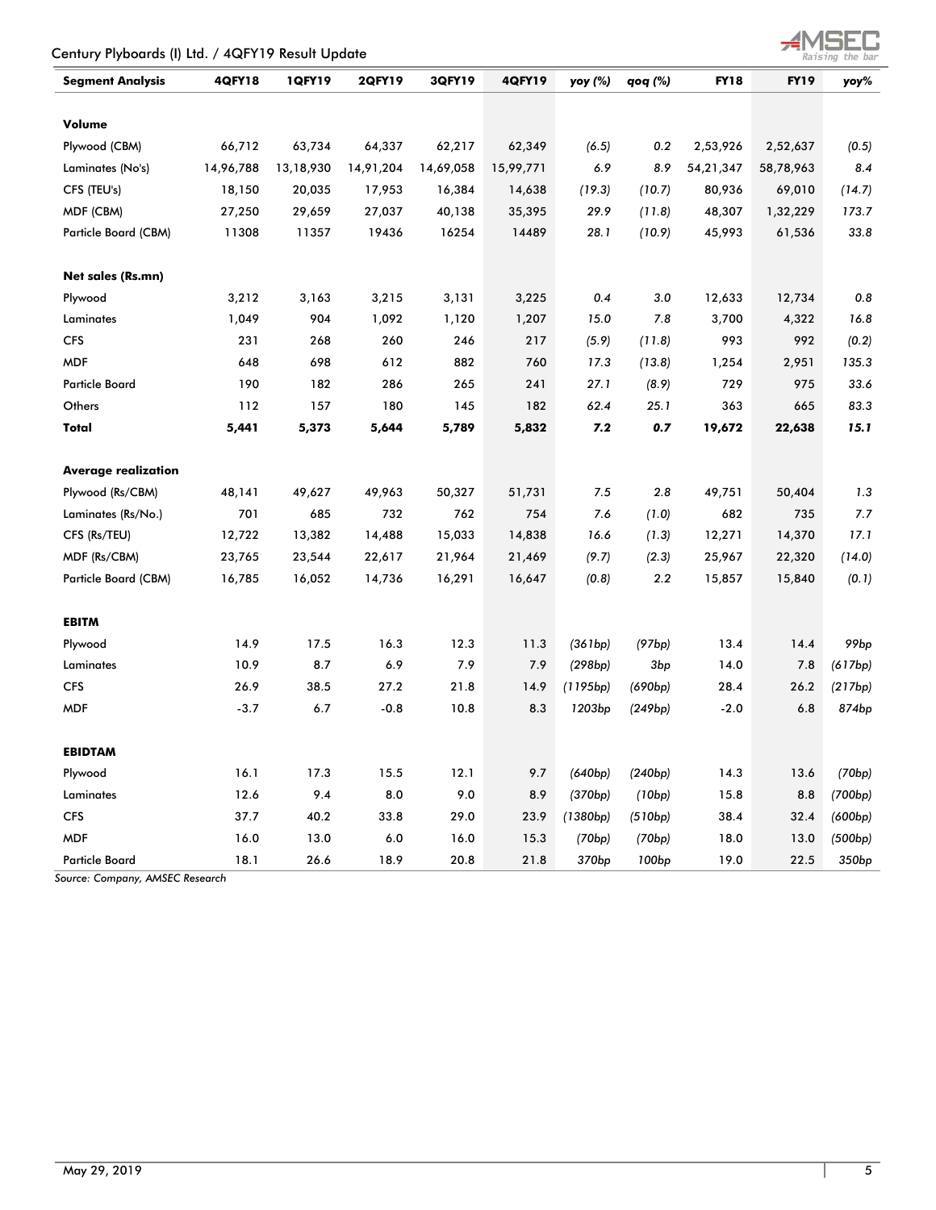| Segment Analysis | 4QFY18 | 1QFY19 | 2QFY19 | 3QFY19 | 4QFY19 | yoy (%) | qoq (%) | FY18 | FY19 | yoy% |
|---|---|---|---|---|---|---|---|---|---|---|
| **Volume** | | | | | | | | | | |
| Plywood (CBM) | 66,712 | 63,734 | 64,337 | 62,217 | 62,349 | (6.5) | 0.2 | 2,53,926 | 2,52,637 | (0.5) |
| Laminates (No's) | 14,96,788 | 13,18,930 | 14,91,204 | 14,69,058 | 15,99,771 | 6.9 | 8.9 | 54,21,347 | 58,78,963 | 8.4 |
| CFS (TEU's) | 18,150 | 20,035 | 17,953 | 16,384 | 14,638 | (19.3) | (10.7) | 80,936 | 69,010 | (14.7) |
| MDF (CBM) | 27,250 | 29,659 | 27,037 | 40,138 | 35,395 | 29.9 | (11.8) | 48,307 | 1,32,229 | 173.7 |
| Particle Board (CBM) | 11308 | 11357 | 19436 | 16254 | 14489 | 28.1 | (10.9) | 45,993 | 61,536 | 33.8 |
| **Net sales (Rs.mn)** | | | | | | | | | | |
| Plywood | 3,212 | 3,163 | 3,215 | 3,131 | 3,225 | 0.4 | 3.0 | 12,633 | 12,734 | 0.8 |
| Laminates | 1,049 | 904 | 1,092 | 1,120 | 1,207 | 15.0 | 7.8 | 3,700 | 4,322 | 16.8 |
| CFS | 231 | 268 | 260 | 246 | 217 | (5.9) | (11.8) | 993 | 992 | (0.2) |
| MDF | 648 | 698 | 612 | 882 | 760 | 17.3 | (13.8) | 1,254 | 2,951 | 135.3 |
| Particle Board | 190 | 182 | 286 | 265 | 241 | 27.1 | (8.9) | 729 | 975 | 33.6 |
| Others | 112 | 157 | 180 | 145 | 182 | 62.4 | 25.1 | 363 | 665 | 83.3 |
| **Total** | **5,441** | **5,373** | **5,644** | **5,789** | **5,832** | **7.2** | **0.7** | **19,672** | **22,638** | **15.1** |
| **Average realization** | | | | | | | | | | |
| Plywood (Rs/CBM) | 48,141 | 49,627 | 49,963 | 50,327 | 51,731 | 7.5 | 2.8 | 49,751 | 50,404 | 1.3 |
| Laminates (Rs/No.) | 701 | 685 | 732 | 762 | 754 | 7.6 | (1.0) | 682 | 735 | 7.7 |
| CFS (Rs/TEU) | 12,722 | 13,382 | 14,488 | 15,033 | 14,838 | 16.6 | (1.3) | 12,271 | 14,370 | 17.1 |
| MDF (Rs/CBM) | 23,765 | 23,544 | 22,617 | 21,964 | 21,469 | (9.7) | (2.3) | 25,967 | 22,320 | (14.0) |
| Particle Board (CBM) | 16,785 | 16,052 | 14,736 | 16,291 | 16,647 | (0.8) | 2.2 | 15,857 | 15,840 | (0.1) |
| **EBITM** | | | | | | | | | | |
| Plywood | 14.9 | 17.5 | 16.3 | 12.3 | 11.3 | (361bp) | (97bp) | 13.4 | 14.4 | 99bp |
| Laminates | 10.9 | 8.7 | 6.9 | 7.9 | 7.9 | (298bp) | 3bp | 14.0 | 7.8 | (617bp) |
| CFS | 26.9 | 38.5 | 27.2 | 21.8 | 14.9 | (1195bp) | (690bp) | 28.4 | 26.2 | (217bp) |
| MDF | -3.7 | 6.7 | -0.8 | 10.8 | 8.3 | 1203bp | (249bp) | -2.0 | 6.8 | 874bp |
| **EBIDTAM** | | | | | | | | | | |
| Plywood | 16.1 | 17.3 | 15.5 | 12.1 | 9.7 | (640bp) | (240bp) | 14.3 | 13.6 | (70bp) |
| Laminates | 12.6 | 9.4 | 8.0 | 9.0 | 8.9 | (370bp) | (10bp) | 15.8 | 8.8 | (700bp) |
| CFS | 37.7 | 40.2 | 33.8 | 29.0 | 23.9 | (1380bp) | (510bp) | 38.4 | 32.4 | (600bp) |
| MDF | 16.0 | 13.0 | 6.0 | 16.0 | 15.3 | (70bp) | (70bp) | 18.0 | 13.0 | (500bp) |
| Particle Board | 18.1 | 26.6 | 18.9 | 20.8 | 21.8 | 370bp | 100bp | 19.0 | 22.5 | 350bp |

*Source: Company, AMSEC Research*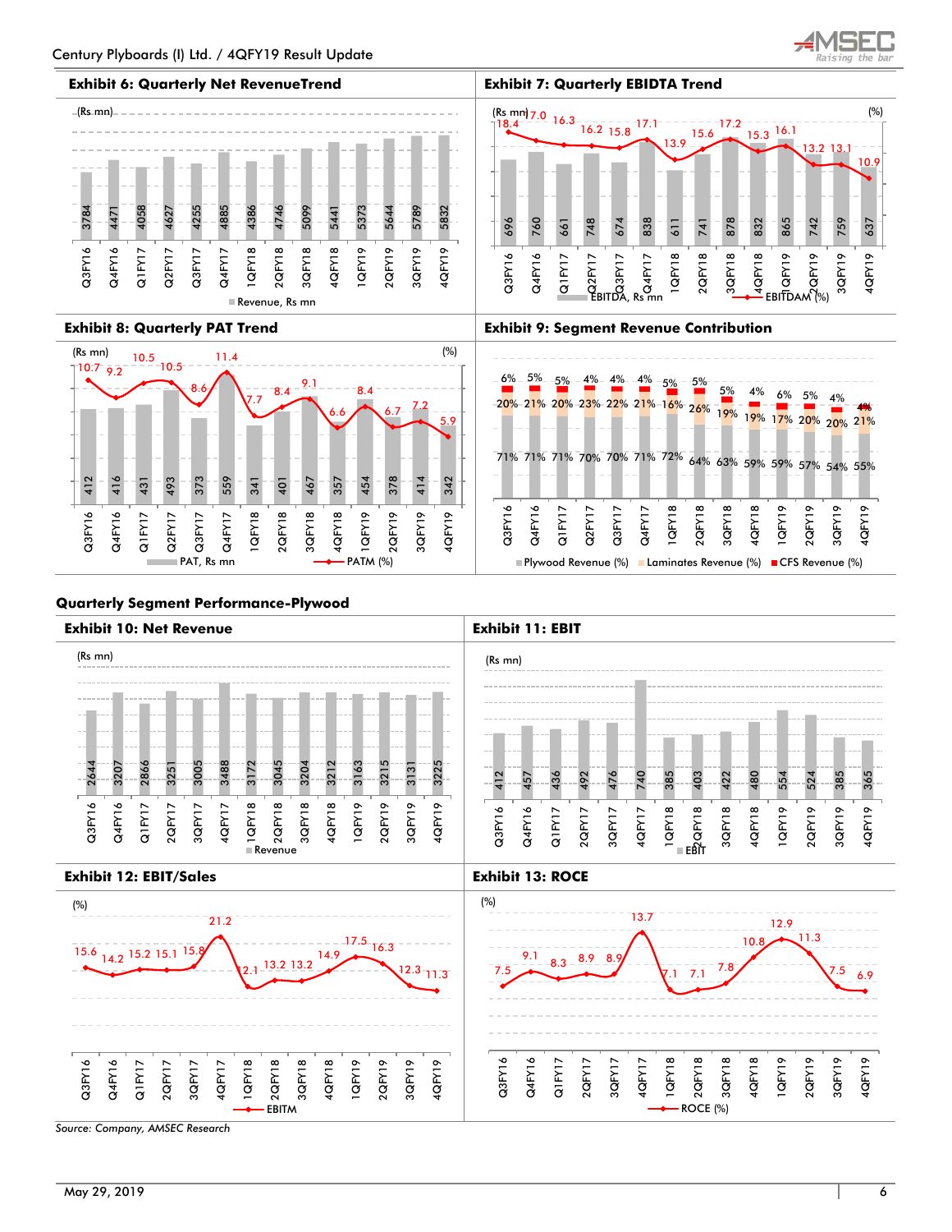### Exhibit 6: Quarterly Net RevenueTrend

(Rs mn)

| Quarter | Revenue, Rs mn |
|---|---|
| Q3FY16 | 3784 |
| Q4FY16 | 4471 |
| Q1FY17 | 4058 |
| Q2FY17 | 4627 |
| Q3FY17 | 4255 |
| Q4FY17 | 4885 |
| 1QFY18 | 4386 |
| 2QFY18 | 4746 |
| 3QFY18 | 5099 |
| 4QFY18 | 5441 |
| 1QFY19 | 5373 |
| 2QFY19 | 5644 |
| 3QFY19 | 5789 |
| 4QFY19 | 5832 |

### Exhibit 7: Quarterly EBIDTA Trend

| Quarter | EBITDA, Rs mn | EBITDAM (%) |
|---|---|---|
| Q3FY16 | 696 | 18.4 |
| Q4FY16 | 760 | 17.0 |
| Q1FY17 | 661 | 16.3 |
| Q2FY17 | 748 | 16.2 |
| Q3FY17 | 674 | 15.8 |
| Q4FY17 | 838 | 17.1 |
| 1QFY18 | 611 | 13.9 |
| 2QFY18 | 741 | 15.6 |
| 3QFY18 | 878 | 17.2 |
| 4QFY18 | 832 | 15.3 |
| 1QFY19 | 865 | 16.1 |
| 2QFY19 | 742 | 13.2 |
| 3QFY19 | 759 | 13.1 |
| 4QFY19 | 637 | 10.9 |

### Exhibit 8: Quarterly PAT Trend

| Quarter | PAT, Rs mn | PATM (%) |
|---|---|---|
| Q3FY16 | 412 | 10.7 |
| Q4FY16 | 416 | 9.2 |
| Q1FY17 | 431 | 10.5 |
| Q2FY17 | 493 | 10.5 |
| Q3FY17 | 373 | 8.6 |
| Q4FY17 | 559 | 11.4 |
| 1QFY18 | 341 | 7.7 |
| 2QFY18 | 401 | 8.4 |
| 3QFY18 | 467 | 9.1 |
| 4QFY18 | 357 | 6.6 |
| 1QFY19 | 454 | 8.4 |
| 2QFY19 | 378 | 6.7 |
| 3QFY19 | 414 | 7.2 |
| 4QFY19 | 342 | 5.9 |

### Exhibit 9: Segment Revenue Contribution

| Quarter | Plywood Revenue (%) | Laminates Revenue (%) | CFS Revenue (%) |
|---|---|---|---|
| Q3FY16 | 71% | 20% | 6% |
| Q4FY16 | 71% | 21% | 5% |
| Q1FY17 | 71% | 20% | 5% |
| Q2FY17 | 70% | 23% | 4% |
| Q3FY17 | 70% | 22% | 4% |
| Q4FY17 | 71% | 21% | 4% |
| 1QFY18 | 72% | 16% | 5% |
| 2QFY18 | 64% | 26% | 5% |
| 3QFY18 | 63% | 19% | 5% |
| 4QFY18 | 59% | 19% | 4% |
| 1QFY19 | 59% | 17% | 6% |
| 2QFY19 | 57% | 20% | 5% |
| 3QFY19 | 54% | 20% | 4% |
| 4QFY19 | 55% | 21% | 4% |

## Quarterly Segment Performance-Plywood

### Exhibit 10: Net Revenue

| Quarter | Revenue (Rs mn) |
|---|---|
| Q3FY16 | 2644 |
| Q4FY16 | 3207 |
| Q1FY17 | 2866 |
| 2QFY17 | 3251 |
| 3QFY17 | 3005 |
| 4QFY17 | 3488 |
| 1QFY18 | 3172 |
| 2QFY18 | 3045 |
| 3QFY18 | 3204 |
| 4QFY18 | 3212 |
| 1QFY19 | 3163 |
| 2QFY19 | 3215 |
| 3QFY19 | 3131 |
| 4QFY19 | 3225 |

### Exhibit 11: EBIT

| Quarter | EBIT (Rs mn) |
|---|---|
| 3QFY16 | 412 |
| Q4FY16 | 457 |
| Q1FY17 | 436 |
| 2QFY17 | 492 |
| 3QFY17 | 476 |
| 4QFY17 | 740 |
| 1QFY18 | 385 |
| 2QFY18 | 403 |
| 3QFY18 | 422 |
| 4QFY18 | 480 |
| 1QFY19 | 554 |
| 2QFY19 | 524 |
| 3QFY19 | 385 |
| 4QFY19 | 365 |

### Exhibit 12: EBIT/Sales

| Quarter | EBITM (%) |
|---|---|
| Q3FY16 | 15.6 |
| Q4FY16 | 14.2 |
| Q1FY17 | 15.2 |
| 2QFY17 | 15.1 |
| 3QFY17 | 15.8 |
| 4QFY17 | 21.2 |
| 1QFY18 | 12.1 |
| 2QFY18 | 13.2 |
| 3QFY18 | 13.2 |
| 4QFY18 | 14.9 |
| 1QFY19 | 17.5 |
| 2QFY19 | 16.3 |
| 3QFY19 | 12.3 |
| 4QFY19 | 11.3 |

### Exhibit 13: ROCE

| Quarter | ROCE (%) |
|---|---|
| 3QFY16 | 7.5 |
| Q4FY16 | 9.1 |
| Q1FY17 | 8.3 |
| 2QFY17 | 8.9 |
| 3QFY17 | 8.9 |
| 4QFY17 | 13.7 |
| 1QFY18 | 7.1 |
| 2QFY18 | 7.1 |
| 3QFY18 | 7.8 |
| 4QFY18 | 10.8 |
| 1QFY19 | 12.9 |
| 2QFY19 | 11.3 |
| 3QFY19 | 7.5 |
| 4QFY19 | 6.9 |

*Source: Company, AMSEC Research*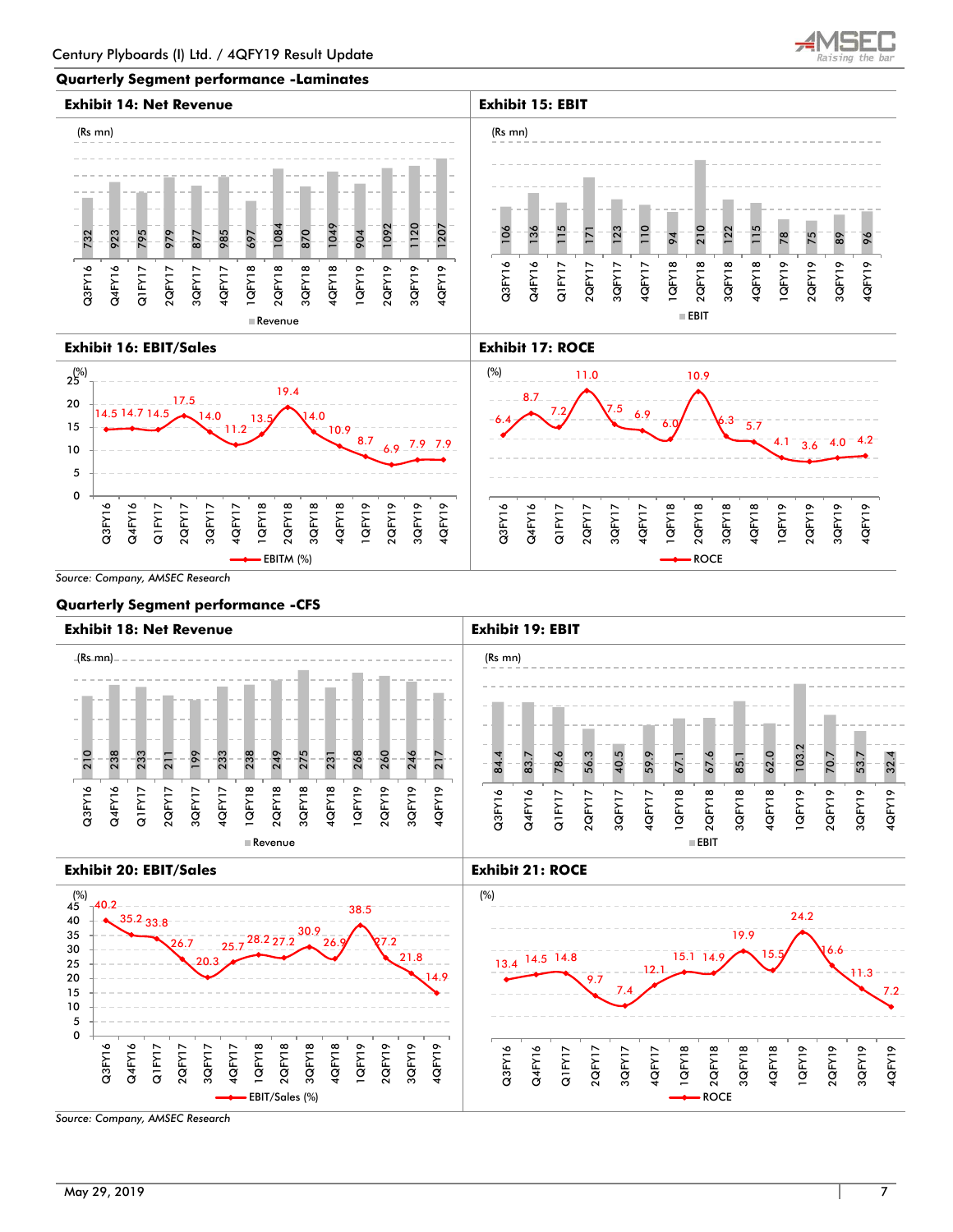## Quarterly Segment performance -Laminates

**Exhibit 14: Net Revenue**

(Rs mn)

| Quarter | Revenue |
|---|---|
| Q3FY16 | 732 |
| Q4FY16 | 923 |
| Q1FY17 | 795 |
| 2QFY17 | 979 |
| 3QFY17 | 877 |
| 4QFY17 | 985 |
| 1QFY18 | 697 |
| 2QFY18 | 1084 |
| 3QFY18 | 870 |
| 4QFY18 | 1049 |
| 1QFY19 | 904 |
| 2QFY19 | 1092 |
| 3QFY19 | 1120 |
| 4QFY19 | 1207 |

**Exhibit 15: EBIT**

(Rs mn)

| Quarter | EBIT |
|---|---|
| Q3FY16 | 106 |
| Q4FY16 | 136 |
| Q1FY17 | 115 |
| 2QFY17 | 171 |
| 3QFY17 | 123 |
| 4QFY17 | 110 |
| 1QFY18 | 94 |
| 2QFY18 | 210 |
| 3QFY18 | 122 |
| 4QFY18 | 115 |
| 1QFY19 | 78 |
| 2QFY19 | 75 |
| 3QFY19 | 89 |
| 4QFY19 | 96 |

**Exhibit 16: EBIT/Sales**

(%)

| Quarter | EBITM (%) |
|---|---|
| Q3FY16 | 14.5 |
| Q4FY16 | 14.7 |
| Q1FY17 | 14.5 |
| 2QFY17 | 17.5 |
| 3QFY17 | 14.0 |
| 4QFY17 | 11.2 |
| 1QFY18 | 13.5 |
| 2QFY18 | 19.4 |
| 3QFY18 | 14.0 |
| 4QFY18 | 10.9 |
| 1QFY19 | 8.7 |
| 2QFY19 | 6.9 |
| 3QFY19 | 7.9 |
| 4QFY19 | 7.9 |

**Exhibit 17: ROCE**

(%)

| Quarter | ROCE |
|---|---|
| Q3FY16 | 6.4 |
| Q4FY16 | 8.7 |
| Q1FY17 | 7.2 |
| 2QFY17 | 11.0 |
| 3QFY17 | 7.5 |
| 4QFY17 | 6.9 |
| 1QFY18 | 6.0 |
| 2QFY18 | 10.9 |
| 3QFY18 | 6.3 |
| 4QFY18 | 5.7 |
| 1QFY19 | 4.1 |
| 2QFY19 | 3.6 |
| 3QFY19 | 4.0 |
| 4QFY19 | 4.2 |

*Source: Company, AMSEC Research*

## Quarterly Segment performance -CFS

**Exhibit 18: Net Revenue**

(Rs mn)

| Quarter | Revenue |
|---|---|
| Q3FY16 | 210 |
| Q4FY16 | 238 |
| Q1FY17 | 233 |
| 2QFY17 | 211 |
| 3QFY17 | 199 |
| 4QFY17 | 233 |
| 1QFY18 | 238 |
| 2QFY18 | 249 |
| 3QFY18 | 275 |
| 4QFY18 | 231 |
| 1QFY19 | 268 |
| 2QFY19 | 260 |
| 3QFY19 | 246 |
| 4QFY19 | 217 |

**Exhibit 19: EBIT**

(Rs mn)

| Quarter | EBIT |
|---|---|
| Q3FY16 | 84.4 |
| Q4FY16 | 83.7 |
| Q1FY17 | 78.6 |
| 2QFY17 | 56.3 |
| 3QFY17 | 40.5 |
| 4QFY17 | 59.9 |
| 1QFY18 | 67.1 |
| 2QFY18 | 67.6 |
| 3QFY18 | 85.1 |
| 4QFY18 | 62.0 |
| 1QFY19 | 103.2 |
| 2QFY19 | 70.7 |
| 3QFY19 | 53.7 |
| 4QFY19 | 32.4 |

**Exhibit 20: EBIT/Sales**

(%)

| Quarter | EBIT/Sales (%) |
|---|---|
| Q3FY16 | 40.2 |
| Q4FY16 | 35.2 |
| Q1FY17 | 33.8 |
| 2QFY17 | 26.7 |
| 3QFY17 | 20.3 |
| 4QFY17 | 25.7 |
| 1QFY18 | 28.2 |
| 2QFY18 | 27.2 |
| 3QFY18 | 30.9 |
| 4QFY18 | 26.9 |
| 1QFY19 | 38.5 |
| 2QFY19 | 27.2 |
| 3QFY19 | 21.8 |
| 4QFY19 | 14.9 |

**Exhibit 21: ROCE**

(%)

| Quarter | ROCE |
|---|---|
| Q3FY16 | 13.4 |
| Q4FY16 | 14.5 |
| Q1FY17 | 14.8 |
| 2QFY17 | 9.7 |
| 3QFY17 | 7.4 |
| 4QFY17 | 12.1 |
| 1QFY18 | 15.1 |
| 2QFY18 | 14.9 |
| 3QFY18 | 19.9 |
| 4QFY18 | 15.5 |
| 1QFY19 | 24.2 |
| 2QFY19 | 16.6 |
| 3QFY19 | 11.3 |
| 4QFY19 | 7.2 |

*Source: Company, AMSEC Research*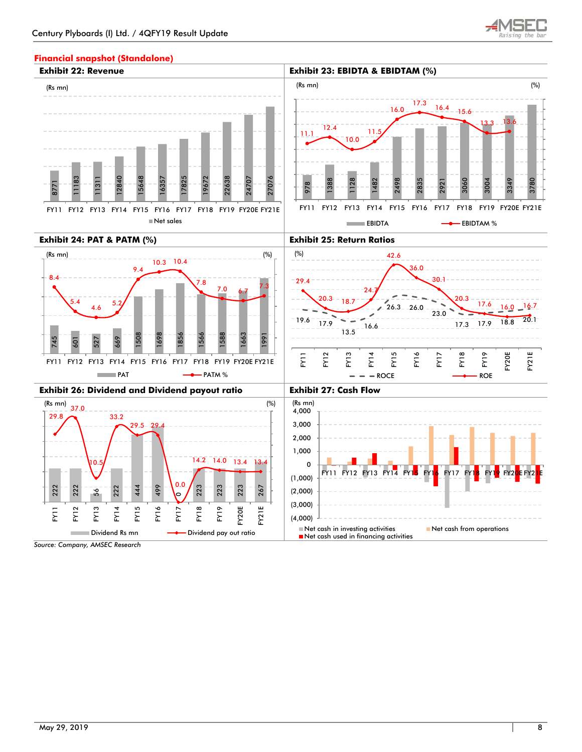## Financial snapshot (Standalone)

### Exhibit 22: Revenue

(Rs mn)

| | FY11 | FY12 | FY13 | FY14 | FY15 | FY16 | FY17 | FY18 | FY19 | FY20E | FY21E |
|---|---|---|---|---|---|---|---|---|---|---|---|
| Net sales | 8771 | 11183 | 11311 | 12840 | 15648 | 16357 | 17825 | 19672 | 22638 | 24707 | 27076 |

### Exhibit 23: EBIDTA & EBIDTAM (%)

(Rs mn) (%)

| | FY11 | FY12 | FY13 | FY14 | FY15 | FY16 | FY17 | FY18 | FY19 | FY20E | FY21E |
|---|---|---|---|---|---|---|---|---|---|---|---|
| EBIDTA | 978 | 1388 | 1128 | 1482 | 2498 | 2835 | 2921 | 3060 | 3004 | 3349 | 3780 |
| EBIDTAM % | 11.1 | 12.4 | 10.0 | 11.5 | 16.0 | 17.3 | 16.4 | 15.6 | 13.3 | 13.6 | |

### Exhibit 24: PAT & PATM (%)

(Rs mn) (%)

| | FY11 | FY12 | FY13 | FY14 | FY15 | FY16 | FY17 | FY18 | FY19 | FY20E | FY21E |
|---|---|---|---|---|---|---|---|---|---|---|---|
| PAT | 745 | 601 | 527 | 669 | 1508 | 1698 | 1856 | 1566 | 1588 | 1663 | 1991 |
| PATM % | 8.4 | 5.4 | 4.6 | 5.2 | 9.4 | 10.3 | 10.4 | 7.8 | 7.0 | 6.7 | 7.3 |

### Exhibit 25: Return Ratios

(%)

| | FY11 | FY12 | FY13 | FY14 | FY15 | FY16 | FY17 | FY18 | FY19 | FY20E | FY21E |
|---|---|---|---|---|---|---|---|---|---|---|---|
| ROCE | 19.6 | 17.9 | 13.5 | 16.6 | 26.3 | 26.0 | 23.0 | 17.3 | 17.9 | 18.8 | 20.1 |
| ROE | 29.4 | 20.3 | 18.7 | 24.7 | 42.6 | 36.0 | 30.1 | 20.3 | 17.6 | 16.0 | 16.7 |

### Exhibit 26: Dividend and Dividend payout ratio

(Rs mn) (%)

| | FY11 | FY12 | FY13 | FY14 | FY15 | FY16 | FY17 | FY18 | FY19 | FY20E | FY21E |
|---|---|---|---|---|---|---|---|---|---|---|---|
| Dividend Rs mn | 222 | 222 | 56 | 222 | 444 | 499 | 0 | 223 | 223 | 223 | 267 |
| Dividend pay out ratio | 29.8 | 37.0 | 10.5 | 33.2 | 29.5 | 29.4 | 0.0 | 14.2 | 14.0 | 13.4 | 13.4 |

### Exhibit 27: Cash Flow

(Rs mn)

Series: Net cash in investing activities; Net cash from operations; Net cash used in financing activities (FY11 – FY21E; axis range (4,000) to 4,000)

*Source: Company, AMSEC Research*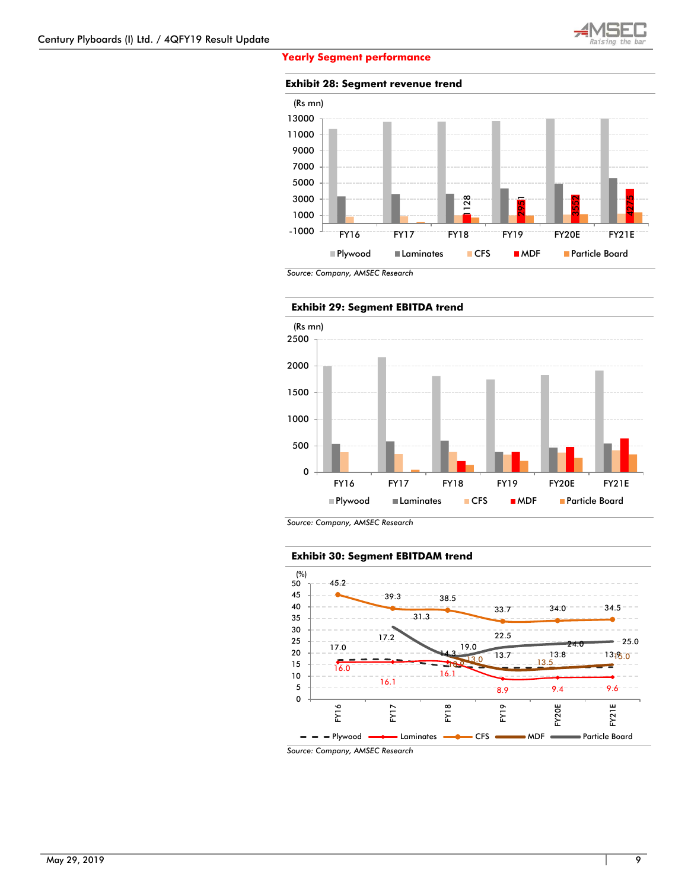## Yearly Segment performance

**Exhibit 28: Segment revenue trend**

(Rs mn)

| | Plywood | Laminates | CFS | MDF | Particle Board |
|---|---|---|---|---|---|
| FY16 | | | | | |
| FY17 | | | | | |
| FY18 | | | | 1128 | |
| FY19 | | | | 2951 | |
| FY20E | | | | 3552 | |
| FY21E | | | | 4275 | |

*Source: Company, AMSEC Research*

**Exhibit 29: Segment EBITDA trend**

(Rs mn)

Plywood, Laminates, CFS, MDF, Particle Board — FY16, FY17, FY18, FY19, FY20E, FY21E

*Source: Company, AMSEC Research*

**Exhibit 30: Segment EBITDAM trend**

(%)

| | Plywood | Laminates | CFS | MDF | Particle Board |
|---|---|---|---|---|---|
| FY16 | 17.0 | 16.0 | 45.2 | | |
| FY17 | 17.2 | 16.1 | 39.3 | | 31.3 |
| FY18 | 14.3 | 16.1 | 38.5 | 18.9 | 19.0 |
| FY19 | 13.7 | 8.9 | 33.7 | 13.0 | 22.5 |
| FY20E | 13.8 | 9.4 | 34.0 | 13.5 | 24.0 |
| FY21E | 13.9 | 9.6 | 34.5 | 15.0 | 25.0 |

*Source: Company, AMSEC Research*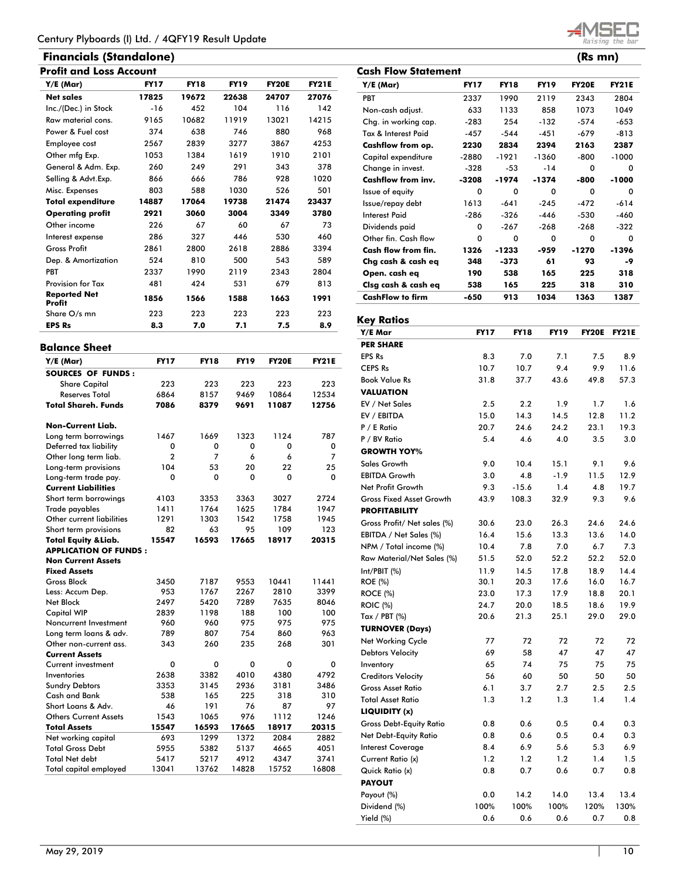## Financials (Standalone)

(Rs mn)

### Profit and Loss Account

| Y/E (Mar) | FY17 | FY18 | FY19 | FY20E | FY21E |
|---|---|---|---|---|---|
| **Net sales** | **17825** | **19672** | **22638** | **24707** | **27076** |
| Inc./(Dec.) in Stock | -16 | 452 | 104 | 116 | 142 |
| Raw material cons. | 9165 | 10682 | 11919 | 13021 | 14215 |
| Power & Fuel cost | 374 | 638 | 746 | 880 | 968 |
| Employee cost | 2567 | 2839 | 3277 | 3867 | 4253 |
| Other mfg Exp. | 1053 | 1384 | 1619 | 1910 | 2101 |
| General & Adm. Exp. | 260 | 249 | 291 | 343 | 378 |
| Selling & Advt.Exp. | 866 | 666 | 786 | 928 | 1020 |
| Misc. Expenses | 803 | 588 | 1030 | 526 | 501 |
| **Total expenditure** | **14887** | **17064** | **19738** | **21474** | **23437** |
| **Operating profit** | **2921** | **3060** | **3004** | **3349** | **3780** |
| Other income | 226 | 67 | 60 | 67 | 73 |
| Interest expense | 286 | 327 | 446 | 530 | 460 |
| Gross Profit | 2861 | 2800 | 2618 | 2886 | 3394 |
| Dep. & Amortization | 524 | 810 | 500 | 543 | 589 |
| PBT | 2337 | 1990 | 2119 | 2343 | 2804 |
| Provision for Tax | 481 | 424 | 531 | 679 | 813 |
| **Reported Net Profit** | **1856** | **1566** | **1588** | **1663** | **1991** |
| Share O/s mn | 223 | 223 | 223 | 223 | 223 |
| **EPS Rs** | **8.3** | **7.0** | **7.1** | **7.5** | **8.9** |

### Balance Sheet

| Y/E (Mar) | FY17 | FY18 | FY19 | FY20E | FY21E |
|---|---|---|---|---|---|
| **SOURCES OF FUNDS :** | | | | | |
| Share Capital | 223 | 223 | 223 | 223 | 223 |
| Reserves Total | 6864 | 8157 | 9469 | 10864 | 12534 |
| **Total Shareh. Funds** | **7086** | **8379** | **9691** | **11087** | **12756** |
| **Non-Current Liab.** | | | | | |
| Long term borrowings | 1467 | 1669 | 1323 | 1124 | 787 |
| Deferred tax liability | 0 | 0 | 0 | 0 | 0 |
| Other long term liab. | 2 | 7 | 6 | 6 | 7 |
| Long-term provisions | 104 | 53 | 20 | 22 | 25 |
| Long-term trade pay. | 0 | 0 | 0 | 0 | 0 |
| **Current Liabilities** | | | | | |
| Short term borrowings | 4103 | 3353 | 3363 | 3027 | 2724 |
| Trade payables | 1411 | 1764 | 1625 | 1784 | 1947 |
| Other current liabilities | 1291 | 1303 | 1542 | 1758 | 1945 |
| Short term provisions | 82 | 63 | 95 | 109 | 123 |
| **Total Equity &Liab.** | **15547** | **16593** | **17665** | **18917** | **20315** |
| **APPLICATION OF FUNDS :** | | | | | |
| **Non Current Assets** | | | | | |
| **Fixed Assets** | | | | | |
| Gross Block | 3450 | 7187 | 9553 | 10441 | 11441 |
| Less: Accum Dep. | 953 | 1767 | 2267 | 2810 | 3399 |
| Net Block | 2497 | 5420 | 7289 | 7635 | 8046 |
| Capital WIP | 2839 | 1198 | 188 | 100 | 100 |
| Noncurrent Investment | 960 | 960 | 975 | 975 | 975 |
| Long term loans & adv. | 789 | 807 | 754 | 860 | 963 |
| Other non-current ass. | 343 | 260 | 235 | 268 | 301 |
| **Current Assets** | | | | | |
| Current investment | 0 | 0 | 0 | 0 | 0 |
| Inventories | 2638 | 3382 | 4010 | 4380 | 4792 |
| Sundry Debtors | 3353 | 3145 | 2936 | 3181 | 3486 |
| Cash and Bank | 538 | 165 | 225 | 318 | 310 |
| Short Loans & Adv. | 46 | 191 | 76 | 87 | 97 |
| Others Current Assets | 1543 | 1065 | 976 | 1112 | 1246 |
| **Total Assets** | **15547** | **16593** | **17665** | **18917** | **20315** |
| Net working capital | 693 | 1299 | 1372 | 2084 | 2882 |
| Total Gross Debt | 5955 | 5382 | 5137 | 4665 | 4051 |
| Total Net debt | 5417 | 5217 | 4912 | 4347 | 3741 |
| Total capital employed | 13041 | 13762 | 14828 | 15752 | 16808 |

### Cash Flow Statement

| Y/E (Mar) | FY17 | FY18 | FY19 | FY20E | FY21E |
|---|---|---|---|---|---|
| PBT | 2337 | 1990 | 2119 | 2343 | 2804 |
| Non-cash adjust. | 633 | 1133 | 858 | 1073 | 1049 |
| Chg. in working cap. | -283 | 254 | -132 | -574 | -653 |
| Tax & Interest Paid | -457 | -544 | -451 | -679 | -813 |
| **Cashflow from op.** | **2230** | **2834** | **2394** | **2163** | **2387** |
| Capital expenditure | -2880 | -1921 | -1360 | -800 | -1000 |
| Change in invest. | -328 | -53 | -14 | 0 | 0 |
| **Cashflow from inv.** | **-3208** | **-1974** | **-1374** | **-800** | **-1000** |
| Issue of equity | 0 | 0 | 0 | 0 | 0 |
| Issue/repay debt | 1613 | -641 | -245 | -472 | -614 |
| Interest Paid | -286 | -326 | -446 | -530 | -460 |
| Dividends paid | 0 | -267 | -268 | -268 | -322 |
| Other fin. Cash flow | 0 | 0 | 0 | 0 | 0 |
| **Cash flow from fin.** | **1326** | **-1233** | **-959** | **-1270** | **-1396** |
| **Chg cash & cash eq** | **348** | **-373** | **61** | **93** | **-9** |
| **Open. cash eq** | **190** | **538** | **165** | **225** | **318** |
| **Clsg cash & cash eq** | **538** | **165** | **225** | **318** | **310** |
| **CashFlow to firm** | **-650** | **913** | **1034** | **1363** | **1387** |

### Key Ratios

| Y/E Mar | FY17 | FY18 | FY19 | FY20E | FY21E |
|---|---|---|---|---|---|
| **PER SHARE** | | | | | |
| EPS Rs | 8.3 | 7.0 | 7.1 | 7.5 | 8.9 |
| CEPS Rs | 10.7 | 10.7 | 9.4 | 9.9 | 11.6 |
| Book Value Rs | 31.8 | 37.7 | 43.6 | 49.8 | 57.3 |
| **VALUATION** | | | | | |
| EV / Net Sales | 2.5 | 2.2 | 1.9 | 1.7 | 1.6 |
| EV / EBITDA | 15.0 | 14.3 | 14.5 | 12.8 | 11.2 |
| P / E Ratio | 20.7 | 24.6 | 24.2 | 23.1 | 19.3 |
| P / BV Ratio | 5.4 | 4.6 | 4.0 | 3.5 | 3.0 |
| **GROWTH YOY%** | | | | | |
| Sales Growth | 9.0 | 10.4 | 15.1 | 9.1 | 9.6 |
| EBITDA Growth | 3.0 | 4.8 | -1.9 | 11.5 | 12.9 |
| Net Profit Growth | 9.3 | -15.6 | 1.4 | 4.8 | 19.7 |
| Gross Fixed Asset Growth | 43.9 | 108.3 | 32.9 | 9.3 | 9.6 |
| **PROFITABILITY** | | | | | |
| Gross Profit/ Net sales (%) | 30.6 | 23.0 | 26.3 | 24.6 | 24.6 |
| EBITDA / Net Sales (%) | 16.4 | 15.6 | 13.3 | 13.6 | 14.0 |
| NPM / Total income (%) | 10.4 | 7.8 | 7.0 | 6.7 | 7.3 |
| Raw Material/Net Sales (%) | 51.5 | 52.0 | 52.2 | 52.2 | 52.0 |
| Int/PBIT (%) | 11.9 | 14.5 | 17.8 | 18.9 | 14.4 |
| ROE (%) | 30.1 | 20.3 | 17.6 | 16.0 | 16.7 |
| ROCE (%) | 23.0 | 17.3 | 17.9 | 18.8 | 20.1 |
| ROIC (%) | 24.7 | 20.0 | 18.5 | 18.6 | 19.9 |
| Tax / PBT (%) | 20.6 | 21.3 | 25.1 | 29.0 | 29.0 |
| **TURNOVER (Days)** | | | | | |
| Net Working Cycle | 77 | 72 | 72 | 72 | 72 |
| Debtors Velocity | 69 | 58 | 47 | 47 | 47 |
| Inventory | 65 | 74 | 75 | 75 | 75 |
| Creditors Velocity | 56 | 60 | 50 | 50 | 50 |
| Gross Asset Ratio | 6.1 | 3.7 | 2.7 | 2.5 | 2.5 |
| Total Asset Ratio | 1.3 | 1.2 | 1.3 | 1.4 | 1.4 |
| **LIQUIDITY (x)** | | | | | |
| Gross Debt-Equity Ratio | 0.8 | 0.6 | 0.5 | 0.4 | 0.3 |
| Net Debt-Equity Ratio | 0.8 | 0.6 | 0.5 | 0.4 | 0.3 |
| Interest Coverage | 8.4 | 6.9 | 5.6 | 5.3 | 6.9 |
| Current Ratio (x) | 1.2 | 1.2 | 1.2 | 1.4 | 1.5 |
| Quick Ratio (x) | 0.8 | 0.7 | 0.6 | 0.7 | 0.8 |
| **PAYOUT** | | | | | |
| Payout (%) | 0.0 | 14.2 | 14.0 | 13.4 | 13.4 |
| Dividend (%) | 100% | 100% | 100% | 120% | 130% |
| Yield (%) | 0.6 | 0.6 | 0.6 | 0.7 | 0.8 |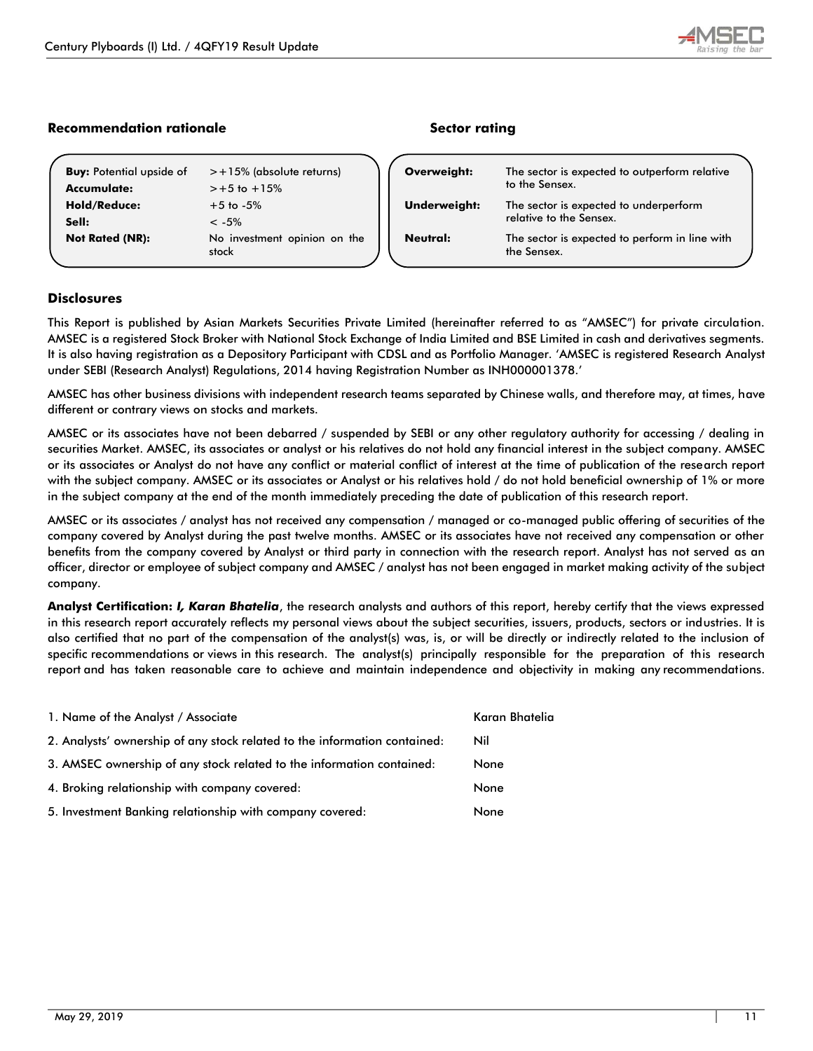## Recommendation rationale

| | |
|---|---|
| **Buy:** Potential upside of | >+15% (absolute returns) |
| **Accumulate:** | >+5 to +15% |
| **Hold/Reduce:** | +5 to -5% |
| **Sell:** | < -5% |
| **Not Rated (NR):** | No investment opinion on the stock |

## Sector rating

| | |
|---|---|
| **Overweight:** | The sector is expected to outperform relative to the Sensex. |
| **Underweight:** | The sector is expected to underperform relative to the Sensex. |
| **Neutral:** | The sector is expected to perform in line with the Sensex. |

## Disclosures

This Report is published by Asian Markets Securities Private Limited (hereinafter referred to as "AMSEC") for private circulation. AMSEC is a registered Stock Broker with National Stock Exchange of India Limited and BSE Limited in cash and derivatives segments. It is also having registration as a Depository Participant with CDSL and as Portfolio Manager. 'AMSEC is registered Research Analyst under SEBI (Research Analyst) Regulations, 2014 having Registration Number as INH000001378.'

AMSEC has other business divisions with independent research teams separated by Chinese walls, and therefore may, at times, have different or contrary views on stocks and markets.

AMSEC or its associates have not been debarred / suspended by SEBI or any other regulatory authority for accessing / dealing in securities Market. AMSEC, its associates or analyst or his relatives do not hold any financial interest in the subject company. AMSEC or its associates or Analyst do not have any conflict or material conflict of interest at the time of publication of the research report with the subject company. AMSEC or its associates or Analyst or his relatives hold / do not hold beneficial ownership of 1% or more in the subject company at the end of the month immediately preceding the date of publication of this research report.

AMSEC or its associates / analyst has not received any compensation / managed or co-managed public offering of securities of the company covered by Analyst during the past twelve months. AMSEC or its associates have not received any compensation or other benefits from the company covered by Analyst or third party in connection with the research report. Analyst has not served as an officer, director or employee of subject company and AMSEC / analyst has not been engaged in market making activity of the subject company.

**Analyst Certification:** ***I, Karan Bhatelia***, the research analysts and authors of this report, hereby certify that the views expressed in this research report accurately reflects my personal views about the subject securities, issuers, products, sectors or industries. It is also certified that no part of the compensation of the analyst(s) was, is, or will be directly or indirectly related to the inclusion of specific recommendations or views in this research. The analyst(s) principally responsible for the preparation of this research report and has taken reasonable care to achieve and maintain independence and objectivity in making any recommendations.

| | |
|---|---|
| 1. Name of the Analyst / Associate | Karan Bhatelia |
| 2. Analysts' ownership of any stock related to the information contained: | Nil |
| 3. AMSEC ownership of any stock related to the information contained: | None |
| 4. Broking relationship with company covered: | None |
| 5. Investment Banking relationship with company covered: | None |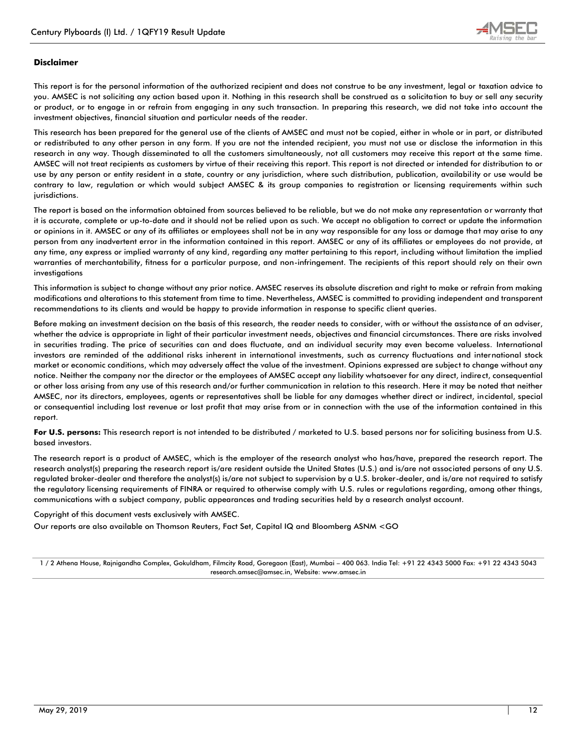### Disclaimer

This report is for the personal information of the authorized recipient and does not construe to be any investment, legal or taxation advice to you. AMSEC is not soliciting any action based upon it. Nothing in this research shall be construed as a solicitation to buy or sell any security or product, or to engage in or refrain from engaging in any such transaction. In preparing this research, we did not take into account the investment objectives, financial situation and particular needs of the reader.

This research has been prepared for the general use of the clients of AMSEC and must not be copied, either in whole or in part, or distributed or redistributed to any other person in any form. If you are not the intended recipient, you must not use or disclose the information in this research in any way. Though disseminated to all the customers simultaneously, not all customers may receive this report at the same time. AMSEC will not treat recipients as customers by virtue of their receiving this report. This report is not directed or intended for distribution to or use by any person or entity resident in a state, country or any jurisdiction, where such distribution, publication, availability or use would be contrary to law, regulation or which would subject AMSEC & its group companies to registration or licensing requirements within such jurisdictions.

The report is based on the information obtained from sources believed to be reliable, but we do not make any representation or warranty that it is accurate, complete or up-to-date and it should not be relied upon as such. We accept no obligation to correct or update the information or opinions in it. AMSEC or any of its affiliates or employees shall not be in any way responsible for any loss or damage that may arise to any person from any inadvertent error in the information contained in this report. AMSEC or any of its affiliates or employees do not provide, at any time, any express or implied warranty of any kind, regarding any matter pertaining to this report, including without limitation the implied warranties of merchantability, fitness for a particular purpose, and non-infringement. The recipients of this report should rely on their own investigations

This information is subject to change without any prior notice. AMSEC reserves its absolute discretion and right to make or refrain from making modifications and alterations to this statement from time to time. Nevertheless, AMSEC is committed to providing independent and transparent recommendations to its clients and would be happy to provide information in response to specific client queries.

Before making an investment decision on the basis of this research, the reader needs to consider, with or without the assistance of an adviser, whether the advice is appropriate in light of their particular investment needs, objectives and financial circumstances. There are risks involved in securities trading. The price of securities can and does fluctuate, and an individual security may even become valueless. International investors are reminded of the additional risks inherent in international investments, such as currency fluctuations and international stock market or economic conditions, which may adversely affect the value of the investment. Opinions expressed are subject to change without any notice. Neither the company nor the director or the employees of AMSEC accept any liability whatsoever for any direct, indirect, consequential or other loss arising from any use of this research and/or further communication in relation to this research. Here it may be noted that neither AMSEC, nor its directors, employees, agents or representatives shall be liable for any damages whether direct or indirect, incidental, special or consequential including lost revenue or lost profit that may arise from or in connection with the use of the information contained in this report.

**For U.S. persons:** This research report is not intended to be distributed / marketed to U.S. based persons nor for soliciting business from U.S. based investors.

The research report is a product of AMSEC, which is the employer of the research analyst who has/have, prepared the research report. The research analyst(s) preparing the research report is/are resident outside the United States (U.S.) and is/are not associated persons of any U.S. regulated broker-dealer and therefore the analyst(s) is/are not subject to supervision by a U.S. broker-dealer, and is/are not required to satisfy the regulatory licensing requirements of FINRA or required to otherwise comply with U.S. rules or regulations regarding, among other things, communications with a subject company, public appearances and trading securities held by a research analyst account.

Copyright of this document vests exclusively with AMSEC.

Our reports are also available on Thomson Reuters, Fact Set, Capital IQ and Bloomberg ASNM <GO

1 / 2 Athena House, Rajnigandha Complex, Gokuldham, Filmcity Road, Goregaon (East), Mumbai – 400 063. India Tel: +91 22 4343 5000 Fax: +91 22 4343 5043 research.amsec@amsec.in, Website: www.amsec.in